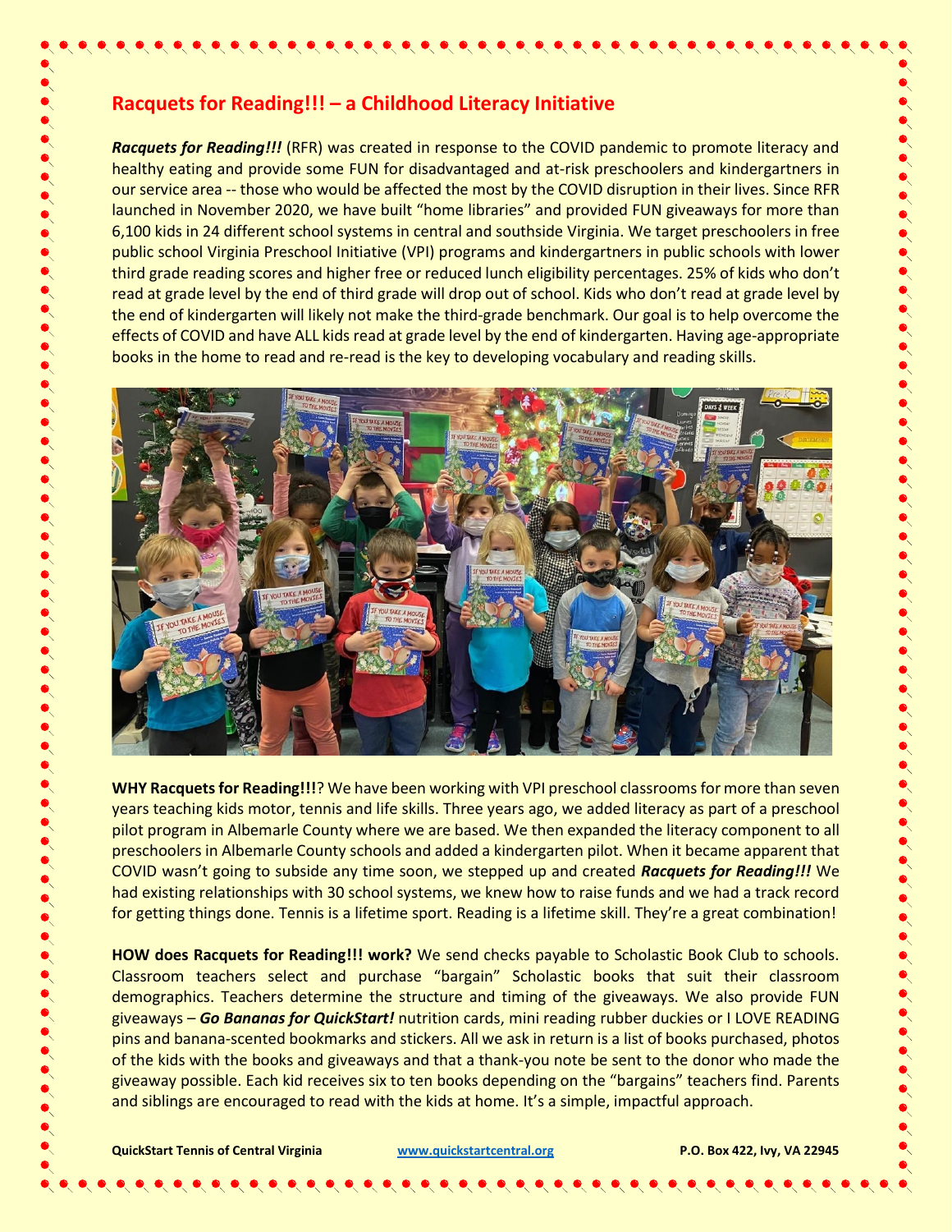## Racquets for Reading!!! – a Childhood Literacy Initiative

***Racquets for Reading!!!*** (RFR) was created in response to the COVID pandemic to promote literacy and healthy eating and provide some FUN for disadvantaged and at-risk preschoolers and kindergartners in our service area -- those who would be affected the most by the COVID disruption in their lives. Since RFR launched in November 2020, we have built "home libraries" and provided FUN giveaways for more than 6,100 kids in 24 different school systems in central and southside Virginia. We target preschoolers in free public school Virginia Preschool Initiative (VPI) programs and kindergartners in public schools with lower third grade reading scores and higher free or reduced lunch eligibility percentages. 25% of kids who don't read at grade level by the end of third grade will drop out of school. Kids who don't read at grade level by the end of kindergarten will likely not make the third-grade benchmark. Our goal is to help overcome the effects of COVID and have ALL kids read at grade level by the end of kindergarten. Having age-appropriate books in the home to read and re-read is the key to developing vocabulary and reading skills.

**WHY Racquets for Reading!!!**? We have been working with VPI preschool classrooms for more than seven years teaching kids motor, tennis and life skills. Three years ago, we added literacy as part of a preschool pilot program in Albemarle County where we are based. We then expanded the literacy component to all preschoolers in Albemarle County schools and added a kindergarten pilot. When it became apparent that COVID wasn't going to subside any time soon, we stepped up and created ***Racquets for Reading!!!*** We had existing relationships with 30 school systems, we knew how to raise funds and we had a track record for getting things done. Tennis is a lifetime sport. Reading is a lifetime skill. They're a great combination!

**HOW does Racquets for Reading!!! work?** We send checks payable to Scholastic Book Club to schools. Classroom teachers select and purchase "bargain" Scholastic books that suit their classroom demographics. Teachers determine the structure and timing of the giveaways. We also provide FUN giveaways – ***Go Bananas for QuickStart!*** nutrition cards, mini reading rubber duckies or I LOVE READING pins and banana-scented bookmarks and stickers. All we ask in return is a list of books purchased, photos of the kids with the books and giveaways and that a thank-you note be sent to the donor who made the giveaway possible. Each kid receives six to ten books depending on the "bargains" teachers find. Parents and siblings are encouraged to read with the kids at home. It's a simple, impactful approach.

**QuickStart Tennis of Central Virginia** www.quickstartcentral.org **P.O. Box 422, Ivy, VA 22945**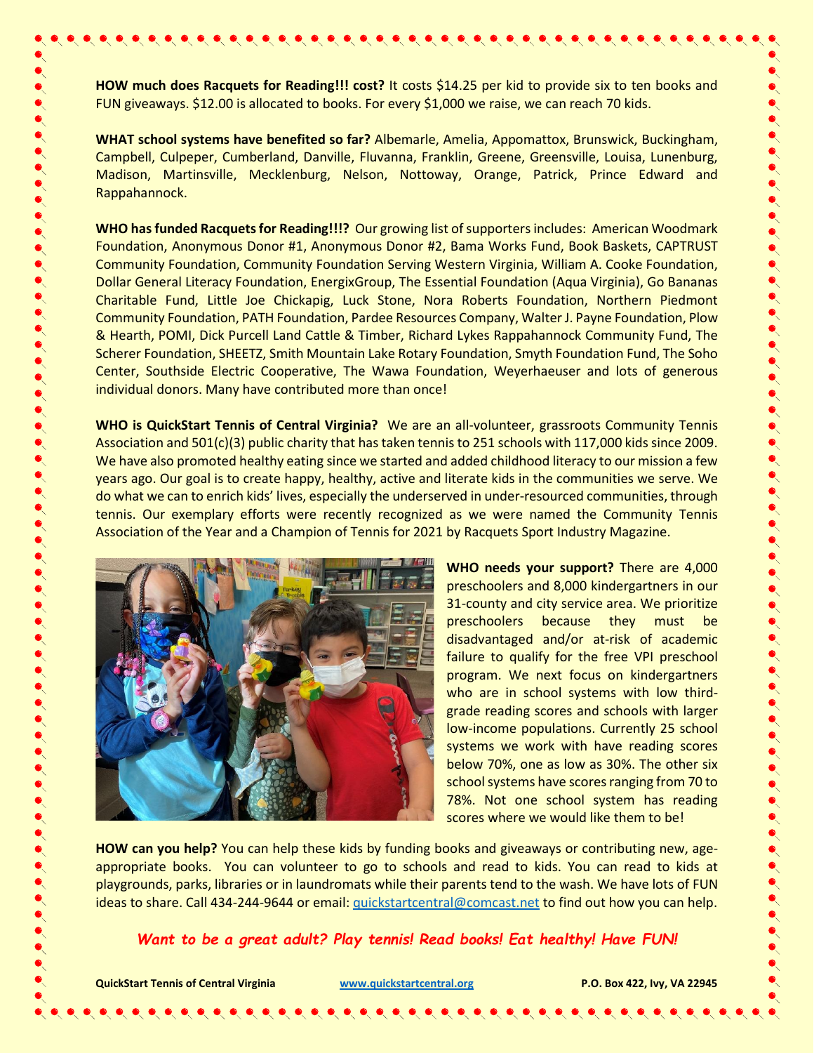**HOW much does Racquets for Reading!!! cost?** It costs $14.25 per kid to provide six to ten books and FUN giveaways. $12.00 is allocated to books. For every $1,000 we raise, we can reach 70 kids.

**WHAT school systems have benefited so far?** Albemarle, Amelia, Appomattox, Brunswick, Buckingham, Campbell, Culpeper, Cumberland, Danville, Fluvanna, Franklin, Greene, Greensville, Louisa, Lunenburg, Madison, Martinsville, Mecklenburg, Nelson, Nottoway, Orange, Patrick, Prince Edward and Rappahannock.

**WHO has funded Racquets for Reading!!!?** Our growing list of supporters includes: American Woodmark Foundation, Anonymous Donor #1, Anonymous Donor #2, Bama Works Fund, Book Baskets, CAPTRUST Community Foundation, Community Foundation Serving Western Virginia, William A. Cooke Foundation, Dollar General Literacy Foundation, EnergixGroup, The Essential Foundation (Aqua Virginia), Go Bananas Charitable Fund, Little Joe Chickapig, Luck Stone, Nora Roberts Foundation, Northern Piedmont Community Foundation, PATH Foundation, Pardee Resources Company, Walter J. Payne Foundation, Plow & Hearth, POMI, Dick Purcell Land Cattle & Timber, Richard Lykes Rappahannock Community Fund, The Scherer Foundation, SHEETZ, Smith Mountain Lake Rotary Foundation, Smyth Foundation Fund, The Soho Center, Southside Electric Cooperative, The Wawa Foundation, Weyerhaeuser and lots of generous individual donors. Many have contributed more than once!

**WHO is QuickStart Tennis of Central Virginia?** We are an all-volunteer, grassroots Community Tennis Association and 501(c)(3) public charity that has taken tennis to 251 schools with 117,000 kids since 2009. We have also promoted healthy eating since we started and added childhood literacy to our mission a few years ago. Our goal is to create happy, healthy, active and literate kids in the communities we serve. We do what we can to enrich kids' lives, especially the underserved in under-resourced communities, through tennis. Our exemplary efforts were recently recognized as we were named the Community Tennis Association of the Year and a Champion of Tennis for 2021 by Racquets Sport Industry Magazine.

**WHO needs your support?** There are 4,000 preschoolers and 8,000 kindergartners in our 31-county and city service area. We prioritize preschoolers because they must be disadvantaged and/or at-risk of academic failure to qualify for the free VPI preschool program. We next focus on kindergartners who are in school systems with low third-grade reading scores and schools with larger low-income populations. Currently 25 school systems we work with have reading scores below 70%, one as low as 30%. The other six school systems have scores ranging from 70 to 78%. Not one school system has reading scores where we would like them to be!

**HOW can you help?** You can help these kids by funding books and giveaways or contributing new, age-appropriate books. You can volunteer to go to schools and read to kids. You can read to kids at playgrounds, parks, libraries or in laundromats while their parents tend to the wash. We have lots of FUN ideas to share. Call 434-244-9644 or email: quickstartcentral@comcast.net to find out how you can help.

***Want to be a great adult? Play tennis! Read books! Eat healthy! Have FUN!***

**QuickStart Tennis of Central Virginia** **www.quickstartcentral.org** **P.O. Box 422, Ivy, VA 22945**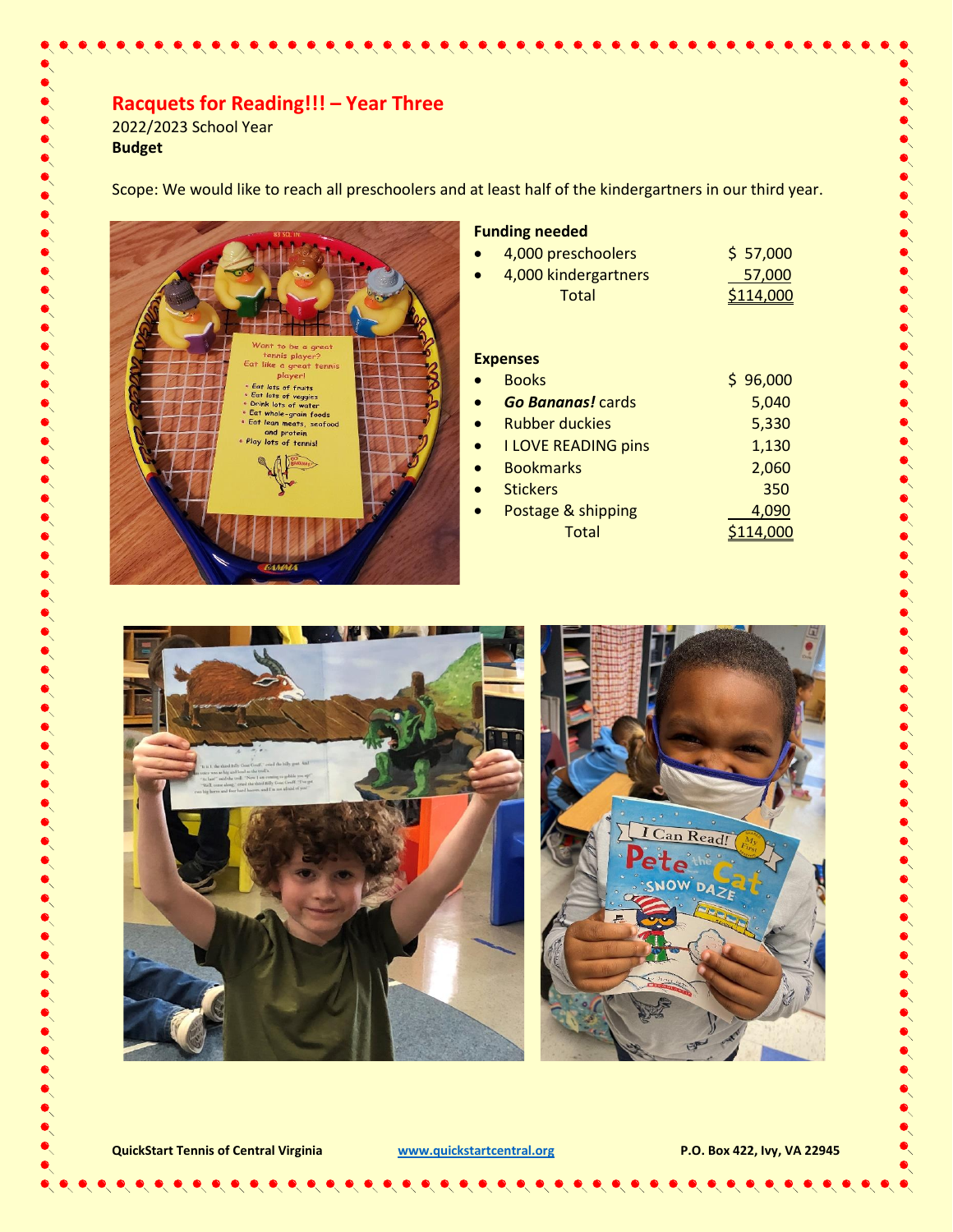## Racquets for Reading!!! – Year Three

2022/2023 School Year

**Budget**

Scope: We would like to reach all preschoolers and at least half of the kindergartners in our third year.

**Funding needed**

| | |
|---|---|
| • 4,000 preschoolers | $ 57,000 |
| • 4,000 kindergartners | 57,000 |
| Total | $114,000 |

**Expenses**

| | |
|---|---|
| • Books | $ 96,000 |
| • ***Go Bananas!*** cards | 5,040 |
| • Rubber duckies | 5,330 |
| • I LOVE READING pins | 1,130 |
| • Bookmarks | 2,060 |
| • Stickers | 350 |
| • Postage & shipping | 4,090 |
| Total | $114,000 |

**QuickStart Tennis of Central Virginia** [www.quickstartcentral.org](http://www.quickstartcentral.org) **P.O. Box 422, Ivy, VA 22945**